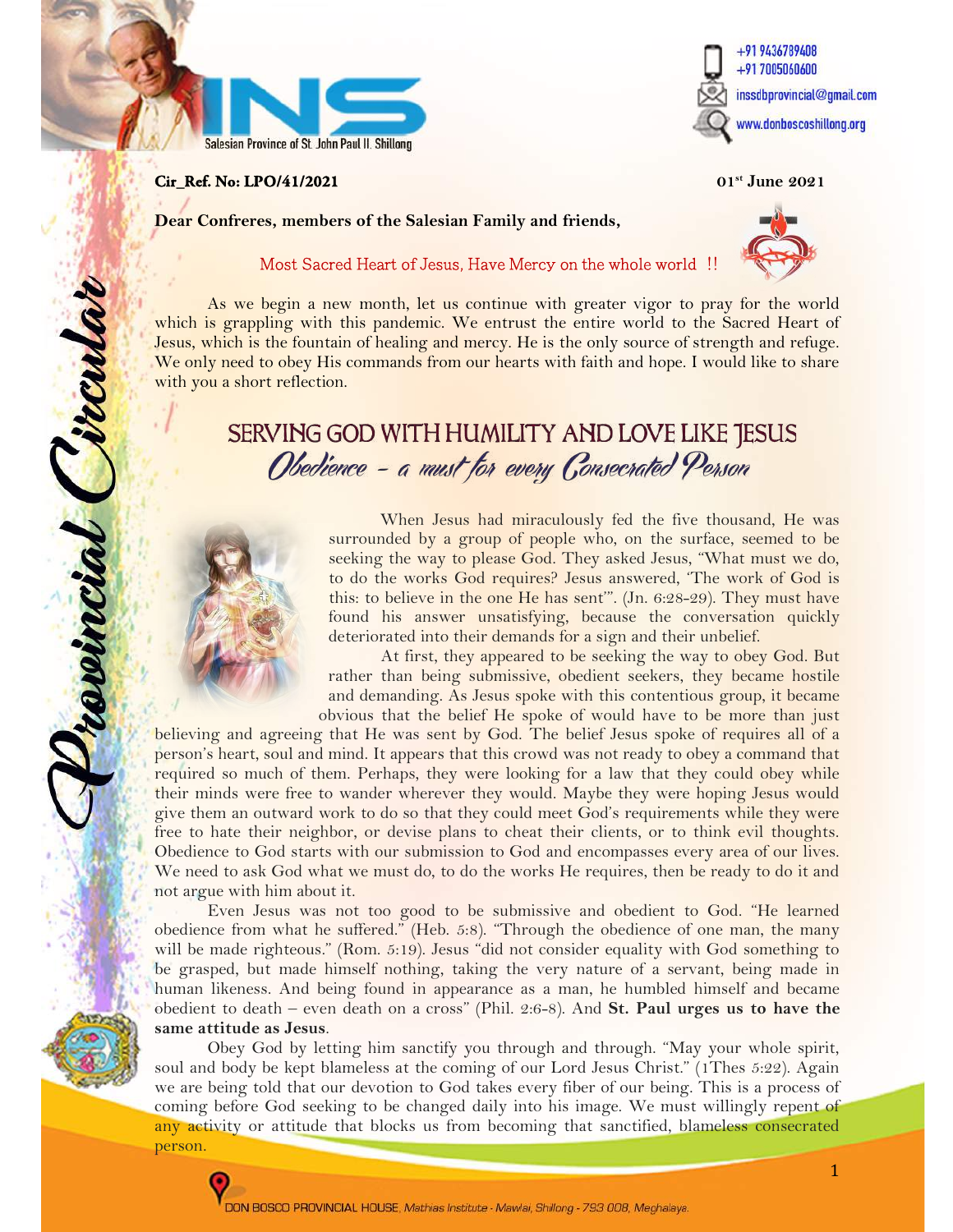INS

Salesian Province of St. John Paul II, Shillong

+91 9436789408
+91 7005060600
inssdbprovincial@gmail.com
www.donboscoshillong.org

**Cir_Ref. No: LPO/41/2021** **01st June 2021**

**Dear Confreres, members of the Salesian Family and friends,**

Most Sacred Heart of Jesus, Have Mercy on the whole world !!

As we begin a new month, let us continue with greater vigor to pray for the world which is grappling with this pandemic. We entrust the entire world to the Sacred Heart of Jesus, which is the fountain of healing and mercy. He is the only source of strength and refuge. We only need to obey His commands from our hearts with faith and hope. I would like to share with you a short reflection.

# SERVING GOD WITH HUMILITY AND LOVE LIKE JESUS

## *Obedience – a must for every Consecrated Person*

When Jesus had miraculously fed the five thousand, He was surrounded by a group of people who, on the surface, seemed to be seeking the way to please God. They asked Jesus, "What must we do, to do the works God requires? Jesus answered, 'The work of God is this: to believe in the one He has sent'". (Jn. 6:28-29). They must have found his answer unsatisfying, because the conversation quickly deteriorated into their demands for a sign and their unbelief.

At first, they appeared to be seeking the way to obey God. But rather than being submissive, obedient seekers, they became hostile and demanding. As Jesus spoke with this contentious group, it became obvious that the belief He spoke of would have to be more than just believing and agreeing that He was sent by God. The belief Jesus spoke of requires all of a person's heart, soul and mind. It appears that this crowd was not ready to obey a command that required so much of them. Perhaps, they were looking for a law that they could obey while their minds were free to wander wherever they would. Maybe they were hoping Jesus would give them an outward work to do so that they could meet God's requirements while they were free to hate their neighbor, or devise plans to cheat their clients, or to think evil thoughts. Obedience to God starts with our submission to God and encompasses every area of our lives. We need to ask God what we must do, to do the works He requires, then be ready to do it and not argue with him about it.

Even Jesus was not too good to be submissive and obedient to God. "He learned obedience from what he suffered." (Heb. 5:8). "Through the obedience of one man, the many will be made righteous." (Rom. 5:19). Jesus "did not consider equality with God something to be grasped, but made himself nothing, taking the very nature of a servant, being made in human likeness. And being found in appearance as a man, he humbled himself and became obedient to death – even death on a cross" (Phil. 2:6-8). And **St. Paul urges us to have the same attitude as Jesus**.

Obey God by letting him sanctify you through and through. "May your whole spirit, soul and body be kept blameless at the coming of our Lord Jesus Christ." (1Thes 5:22). Again we are being told that our devotion to God takes every fiber of our being. This is a process of coming before God seeking to be changed daily into his image. We must willingly repent of any activity or attitude that blocks us from becoming that sanctified, blameless consecrated person.

DON BOSCO PROVINCIAL HOUSE, Mathias Institute - Mawlai, Shillong - 793 008, Meghalaya.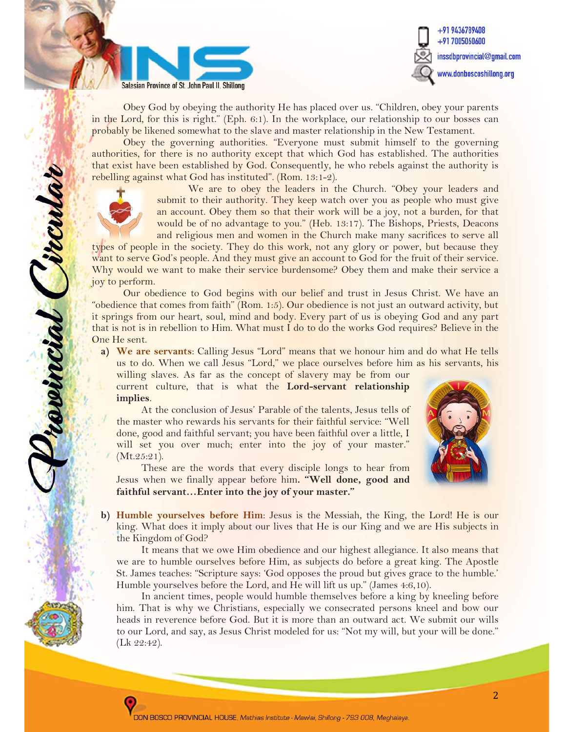Obey God by obeying the authority He has placed over us. "Children, obey your parents in the Lord, for this is right." (Eph. 6:1). In the workplace, our relationship to our bosses can probably be likened somewhat to the slave and master relationship in the New Testament.

Obey the governing authorities. "Everyone must submit himself to the governing authorities, for there is no authority except that which God has established. The authorities that exist have been established by God. Consequently, he who rebels against the authority is rebelling against what God has instituted". (Rom. 13:1-2).

We are to obey the leaders in the Church. "Obey your leaders and submit to their authority. They keep watch over you as people who must give an account. Obey them so that their work will be a joy, not a burden, for that would be of no advantage to you." (Heb. 13:17). The Bishops, Priests, Deacons and religious men and women in the Church make many sacrifices to serve all types of people in the society. They do this work, not any glory or power, but because they want to serve God's people. And they must give an account to God for the fruit of their service. Why would we want to make their service burdensome? Obey them and make their service a joy to perform.

Our obedience to God begins with our belief and trust in Jesus Christ. We have an "obedience that comes from faith" (Rom. 1:5). Our obedience is not just an outward activity, but it springs from our heart, soul, mind and body. Every part of us is obeying God and any part that is not is in rebellion to Him. What must I do to do the works God requires? Believe in the One He sent.

**a) We are servants**: Calling Jesus "Lord" means that we honour him and do what He tells us to do. When we call Jesus "Lord," we place ourselves before him as his servants, his willing slaves. As far as the concept of slavery may be from our current culture, that is what the **Lord-servant relationship implies**.

At the conclusion of Jesus' Parable of the talents, Jesus tells of the master who rewards his servants for their faithful service: "Well done, good and faithful servant; you have been faithful over a little, I will set you over much; enter into the joy of your master." (Mt.25:21).

These are the words that every disciple longs to hear from Jesus when we finally appear before him**. "Well done, good and faithful servant…Enter into the joy of your master."**

**b) Humble yourselves before Him**: Jesus is the Messiah, the King, the Lord! He is our king. What does it imply about our lives that He is our King and we are His subjects in the Kingdom of God?

It means that we owe Him obedience and our highest allegiance. It also means that we are to humble ourselves before Him, as subjects do before a great king. The Apostle St. James teaches: "Scripture says: 'God opposes the proud but gives grace to the humble.' Humble yourselves before the Lord, and He will lift us up." (James 4:6,10).

In ancient times, people would humble themselves before a king by kneeling before him. That is why we Christians, especially we consecrated persons kneel and bow our heads in reverence before God. But it is more than an outward act. We submit our wills to our Lord, and say, as Jesus Christ modeled for us: "Not my will, but your will be done." (Lk 22:42).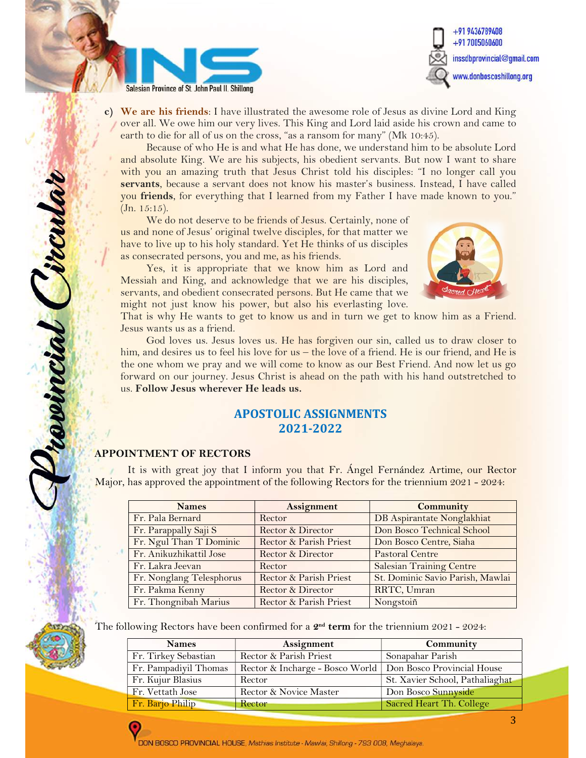c) **We are his friends**: I have illustrated the awesome role of Jesus as divine Lord and King over all. We owe him our very lives. This King and Lord laid aside his crown and came to earth to die for all of us on the cross, "as a ransom for many" (Mk 10:45).

Because of who He is and what He has done, we understand him to be absolute Lord and absolute King. We are his subjects, his obedient servants. But now I want to share with you an amazing truth that Jesus Christ told his disciples: "I no longer call you **servants**, because a servant does not know his master's business. Instead, I have called you **friends**, for everything that I learned from my Father I have made known to you." (Jn. 15:15).

We do not deserve to be friends of Jesus. Certainly, none of us and none of Jesus' original twelve disciples, for that matter we have to live up to his holy standard. Yet He thinks of us disciples as consecrated persons, you and me, as his friends.

Yes, it is appropriate that we know him as Lord and Messiah and King, and acknowledge that we are his disciples, servants, and obedient consecrated persons. But He came that we might not just know his power, but also his everlasting love. That is why He wants to get to know us and in turn we get to know him as a Friend. Jesus wants us as a friend.

God loves us. Jesus loves us. He has forgiven our sin, called us to draw closer to him, and desires us to feel his love for us – the love of a friend. He is our friend, and He is the one whom we pray and we will come to know as our Best Friend. And now let us go forward on our journey. Jesus Christ is ahead on the path with his hand outstretched to us. **Follow Jesus wherever He leads us.**

## APOSTOLIC ASSIGNMENTS 2021-2022

### APPOINTMENT OF RECTORS

It is with great joy that I inform you that Fr. Ángel Fernández Artime, our Rector Major, has approved the appointment of the following Rectors for the triennium 2021 - 2024:

| Names | Assignment | Community |
|---|---|---|
| Fr. Pala Bernard | Rector | DB Aspirantate Nonglakhiat |
| Fr. Parappally Saji S | Rector & Director | Don Bosco Technical School |
| Fr. Ngul Than T Dominic | Rector & Parish Priest | Don Bosco Centre, Siaha |
| Fr. Anikuzhikattil Jose | Rector & Director | Pastoral Centre |
| Fr. Lakra Jeevan | Rector | Salesian Training Centre |
| Fr. Nonglang Telesphorus | Rector & Parish Priest | St. Dominic Savio Parish, Mawlai |
| Fr. Pakma Kenny | Rector & Director | RRTC, Umran |
| Fr. Thongnibah Marius | Rector & Parish Priest | Nongstoiñ |

The following Rectors have been confirmed for a **2nd term** for the triennium 2021 - 2024:

| Names | Assignment | Community |
|---|---|---|
| Fr. Tirkey Sebastian | Rector & Parish Priest | Sonapahar Parish |
| Fr. Pampadiyil Thomas | Rector & Incharge - Bosco World | Don Bosco Provincial House |
| Fr. Kujur Blasius | Rector | St. Xavier School, Pathaliaghat |
| Fr. Vettath Jose | Rector & Novice Master | Don Bosco Sunnyside |
| Fr. Barjo Philip | Rector | Sacred Heart Th. College |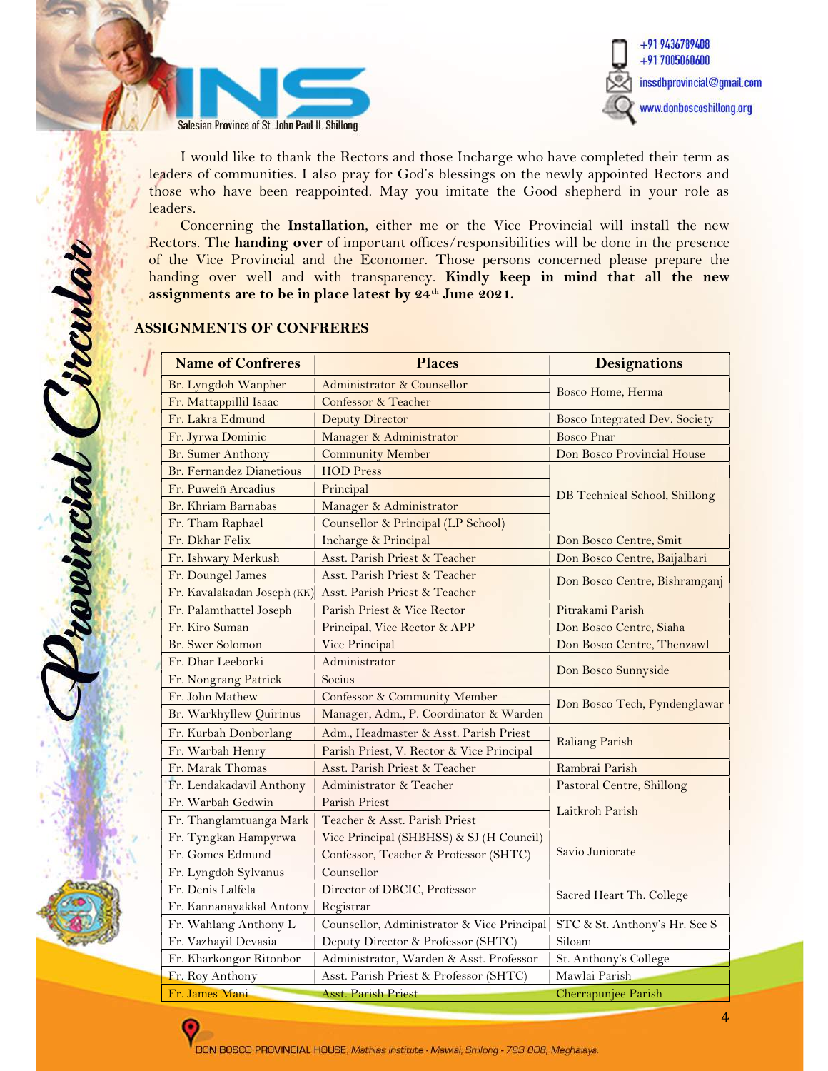I would like to thank the Rectors and those Incharge who have completed their term as leaders of communities. I also pray for God's blessings on the newly appointed Rectors and those who have been reappointed. May you imitate the Good shepherd in your role as leaders.

Concerning the **Installation**, either me or the Vice Provincial will install the new Rectors. The **handing over** of important offices/responsibilities will be done in the presence of the Vice Provincial and the Economer. Those persons concerned please prepare the handing over well and with transparency. **Kindly keep in mind that all the new assignments are to be in place latest by 24th June 2021.**

**ASSIGNMENTS OF CONFRERES**

| Name of Confreres | Places | Designations |
|---|---|---|
| Br. Lyngdoh Wanpher | Administrator & Counsellor | Bosco Home, Herma |
| Fr. Mattappillil Isaac | Confessor & Teacher | |
| Fr. Lakra Edmund | Deputy Director | Bosco Integrated Dev. Society |
| Fr. Jyrwa Dominic | Manager & Administrator | Bosco Pnar |
| Br. Sumer Anthony | Community Member | Don Bosco Provincial House |
| Br. Fernandez Dianetious | HOD Press | DB Technical School, Shillong |
| Fr. Puweiñ Arcadius | Principal | |
| Br. Khriam Barnabas | Manager & Administrator | |
| Fr. Tham Raphael | Counsellor & Principal (LP School) | |
| Fr. Dkhar Felix | Incharge & Principal | Don Bosco Centre, Smit |
| Fr. Ishwary Merkush | Asst. Parish Priest & Teacher | Don Bosco Centre, Baijalbari |
| Fr. Doungel James | Asst. Parish Priest & Teacher | Don Bosco Centre, Bishramganj |
| Fr. Kavalakadan Joseph (KK) | Asst. Parish Priest & Teacher | |
| Fr. Palamthattel Joseph | Parish Priest & Vice Rector | Pitrakami Parish |
| Fr. Kiro Suman | Principal, Vice Rector & APP | Don Bosco Centre, Siaha |
| Br. Swer Solomon | Vice Principal | Don Bosco Centre, Thenzawl |
| Fr. Dhar Leeborki | Administrator | Don Bosco Sunnyside |
| Fr. Nongrang Patrick | Socius | |
| Fr. John Mathew | Confessor & Community Member | Don Bosco Tech, Pyndenglawar |
| Br. Warkhyllew Quirinus | Manager, Adm., P. Coordinator & Warden | |
| Fr. Kurbah Donborlang | Adm., Headmaster & Asst. Parish Priest | Raliang Parish |
| Fr. Warbah Henry | Parish Priest, V. Rector & Vice Principal | |
| Fr. Marak Thomas | Asst. Parish Priest & Teacher | Rambrai Parish |
| Fr. Lendakadavil Anthony | Administrator & Teacher | Pastoral Centre, Shillong |
| Fr. Warbah Gedwin | Parish Priest | Laitkroh Parish |
| Fr. Thanglamtuanga Mark | Teacher & Asst. Parish Priest | |
| Fr. Tyngkan Hampyrwa | Vice Principal (SHBHSS) & SJ (H Council) | Savio Juniorate |
| Fr. Gomes Edmund | Confessor, Teacher & Professor (SHTC) | |
| Fr. Lyngdoh Sylvanus | Counsellor | |
| Fr. Denis Lalfela | Director of DBCIC, Professor | Sacred Heart Th. College |
| Fr. Kannanayakkal Antony | Registrar | |
| Fr. Wahlang Anthony L | Counsellor, Administrator & Vice Principal | STC & St. Anthony's Hr. Sec S |
| Fr. Vazhayil Devasia | Deputy Director & Professor (SHTC) | Siloam |
| Fr. Kharkongor Ritonbor | Administrator, Warden & Asst. Professor | St. Anthony's College |
| Fr. Roy Anthony | Asst. Parish Priest & Professor (SHTC) | Mawlai Parish |
| Fr. James Mani | Asst. Parish Priest | Cherrapunjee Parish |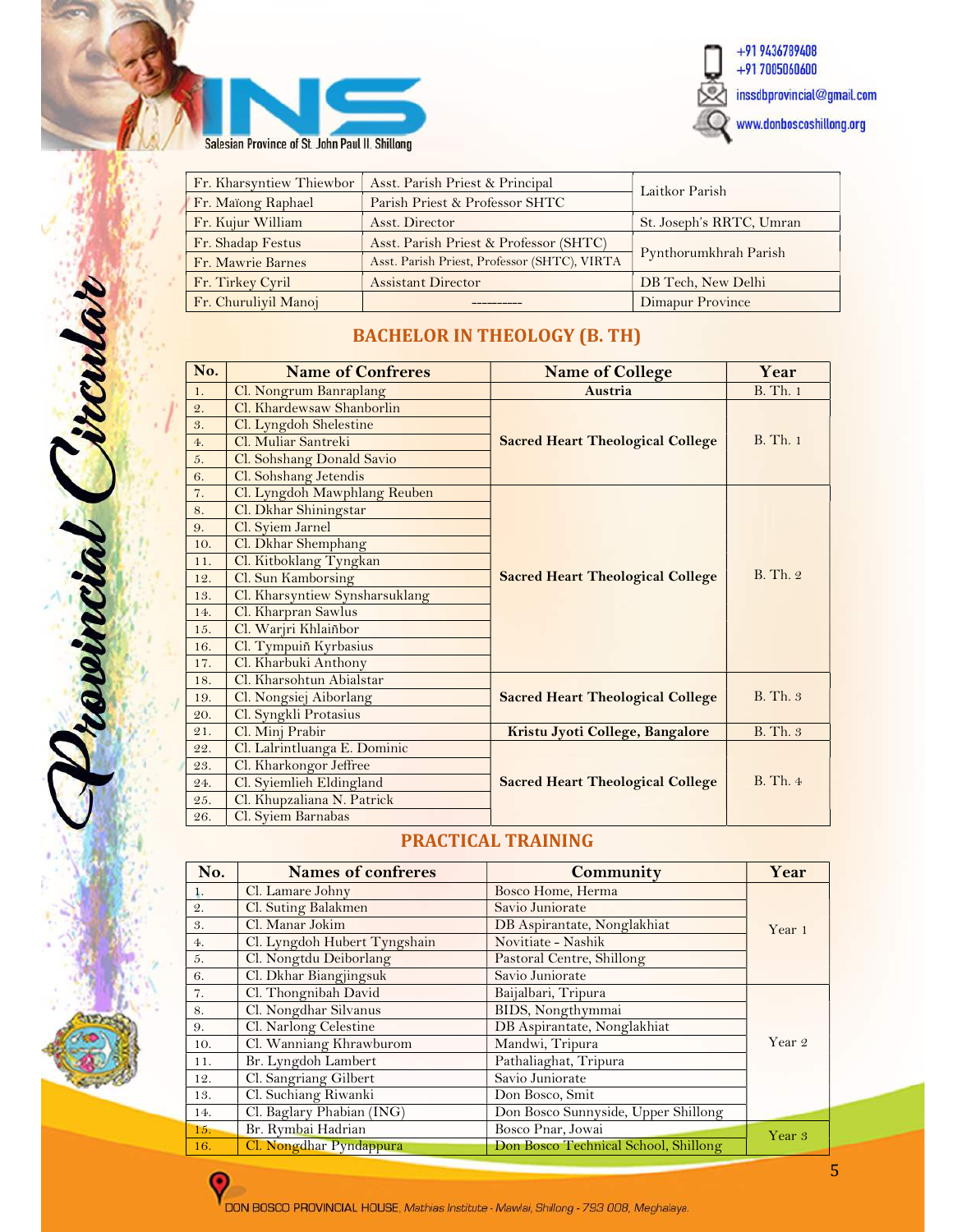| | | |
|---|---|---|
| Fr. Kharsyntiew Thiewbor | Asst. Parish Priest & Principal | Laitkor Parish |
| Fr. Maïong Raphael | Parish Priest & Professor SHTC | |
| Fr. Kujur William | Asst. Director | St. Joseph's RRTC, Umran |
| Fr. Shadap Festus | Asst. Parish Priest & Professor (SHTC) | Pynthorumkhrah Parish |
| Fr. Mawrie Barnes | Asst. Parish Priest, Professor (SHTC), VIRTA | |
| Fr. Tirkey Cyril | Assistant Director | DB Tech, New Delhi |
| Fr. Churuliyil Manoj | ---------- | Dimapur Province |

## BACHELOR IN THEOLOGY (B. TH)

| No. | Name of Confreres | Name of College | Year |
|---|---|---|---|
| 1. | Cl. Nongrum Banraplang | **Austria** | B. Th. 1 |
| 2. | Cl. Khardewsaw Shanborlin | **Sacred Heart Theological College** | B. Th. 1 |
| 3. | Cl. Lyngdoh Shelestine | | |
| 4. | Cl. Muliar Santreki | | |
| 5. | Cl. Sohshang Donald Savio | | |
| 6. | Cl. Sohshang Jetendis | | |
| 7. | Cl. Lyngdoh Mawphlang Reuben | **Sacred Heart Theological College** | B. Th. 2 |
| 8. | Cl. Dkhar Shiningstar | | |
| 9. | Cl. Syiem Jarnel | | |
| 10. | Cl. Dkhar Shemphang | | |
| 11. | Cl. Kitboklang Tyngkan | | |
| 12. | Cl. Sun Kamborsing | | |
| 13. | Cl. Kharsyntiew Synsharsuklang | | |
| 14. | Cl. Kharpran Sawlus | | |
| 15. | Cl. Warjri Khlaiñbor | | |
| 16. | Cl. Tympuiñ Kyrbasius | | |
| 17. | Cl. Kharbuki Anthony | | |
| 18. | Cl. Kharsohtun Abialstar | **Sacred Heart Theological College** | B. Th. 3 |
| 19. | Cl. Nongsiej Aiborlang | | |
| 20. | Cl. Syngkli Protasius | | |
| 21. | Cl. Minj Prabir | **Kristu Jyoti College, Bangalore** | B. Th. 3 |
| 22. | Cl. Lalrintluanga E. Dominic | **Sacred Heart Theological College** | B. Th. 4 |
| 23. | Cl. Kharkongor Jeffree | | |
| 24. | Cl. Syiemlieh Eldingland | | |
| 25. | Cl. Khupzaliana N. Patrick | | |
| 26. | Cl. Syiem Barnabas | | |

## PRACTICAL TRAINING

| No. | Names of confreres | Community | Year |
|---|---|---|---|
| 1. | Cl. Lamare Johny | Bosco Home, Herma | Year 1 |
| 2. | Cl. Suting Balakmen | Savio Juniorate | |
| 3. | Cl. Manar Jokim | DB Aspirantate, Nonglakhiat | |
| 4. | Cl. Lyngdoh Hubert Tyngshain | Novitiate - Nashik | |
| 5. | Cl. Nongtdu Deiborlang | Pastoral Centre, Shillong | |
| 6. | Cl. Dkhar Biangjingsuk | Savio Juniorate | |
| 7. | Cl. Thongnibah David | Baijalbari, Tripura | Year 2 |
| 8. | Cl. Nongdhar Silvanus | BIDS, Nongthymmai | |
| 9. | Cl. Narlong Celestine | DB Aspirantate, Nonglakhiat | |
| 10. | Cl. Wanniang Khrawburom | Mandwi, Tripura | |
| 11. | Br. Lyngdoh Lambert | Pathaliaghat, Tripura | |
| 12. | Cl. Sangriang Gilbert | Savio Juniorate | |
| 13. | Cl. Suchiang Riwanki | Don Bosco, Smit | |
| 14. | Cl. Baglary Phabian (ING) | Don Bosco Sunnyside, Upper Shillong | |
| 15. | Br. Rymbai Hadrian | Bosco Pnar, Jowai | Year 3 |
| 16. | Cl. Nongdhar Pyndappura | Don Bosco Technical School, Shillong | |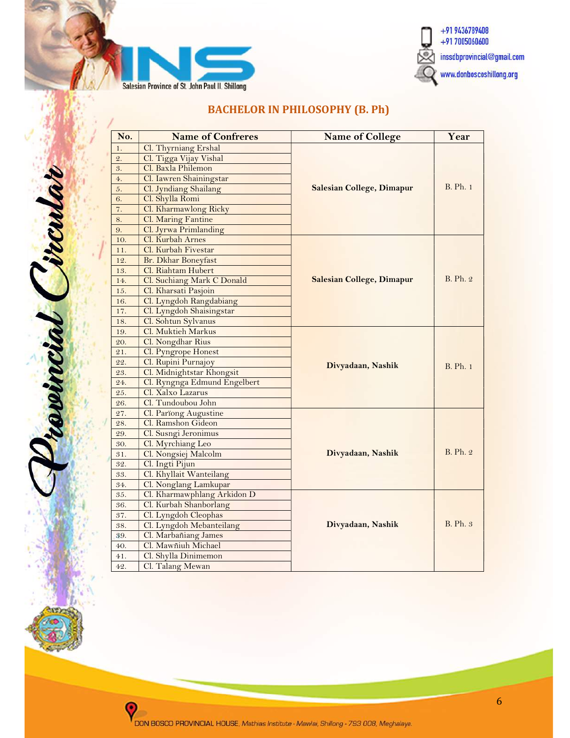## BACHELOR IN PHILOSOPHY (B. Ph)

| No. | Name of Confreres | Name of College | Year |
|---|---|---|---|
| 1. | Cl. Thyrniang Ershal | Salesian College, Dimapur | B. Ph. 1 |
| 2. | Cl. Tigga Vijay Vishal | | |
| 3. | Cl. Baxla Philemon | | |
| 4. | Cl. Iawren Shainingstar | | |
| 5. | Cl. Jyndiang Shailang | | |
| 6. | Cl. Shylla Romi | | |
| 7. | Cl. Kharmawlong Ricky | | |
| 8. | Cl. Maring Fantine | | |
| 9. | Cl. Jyrwa Primlanding | | |
| 10. | Cl. Kurbah Arnes | Salesian College, Dimapur | B. Ph. 2 |
| 11. | Cl. Kurbah Fivestar | | |
| 12. | Br. Dkhar Boneyfast | | |
| 13. | Cl. Riahtam Hubert | | |
| 14. | Cl. Suchiang Mark C Donald | | |
| 15. | Cl. Kharsati Pasjoin | | |
| 16. | Cl. Lyngdoh Rangdabiang | | |
| 17. | Cl. Lyngdoh Shaisingstar | | |
| 18. | Cl. Sohtun Sylvanus | | |
| 19. | Cl. Muktieh Markus | Divyadaan, Nashik | B. Ph. 1 |
| 20. | Cl. Nongdhar Rius | | |
| 21. | Cl. Pyngrope Honest | | |
| 22. | Cl. Rupini Purnajoy | | |
| 23. | Cl. Midnightstar Khongsit | | |
| 24. | Cl. Ryngnga Edmund Engelbert | | |
| 25. | Cl. Xalxo Lazarus | | |
| 26. | Cl. Tundoubou John | | |
| 27. | Cl. Parïong Augustine | Divyadaan, Nashik | B. Ph. 2 |
| 28. | Cl. Ramshon Gideon | | |
| 29. | Cl. Susngi Jeronimus | | |
| 30. | Cl. Myrchiang Leo | | |
| 31. | Cl. Nongsiej Malcolm | | |
| 32. | Cl. Ingti Pijun | | |
| 33. | Cl. Khyllait Wanteilang | | |
| 34. | Cl. Nonglang Lamkupar | | |
| 35. | Cl. Kharmawphlang Arkidon D | Divyadaan, Nashik | B. Ph. 3 |
| 36. | Cl. Kurbah Shanborlang | | |
| 37. | Cl. Lyngdoh Cleophas | | |
| 38. | Cl. Lyngdoh Mebanteilang | | |
| 39. | Cl. Marbañiang James | | |
| 40. | Cl. Mawñiuh Michael | | |
| 41. | Cl. Shylla Dinimemon | | |
| 42. | Cl. Talang Mewan | | |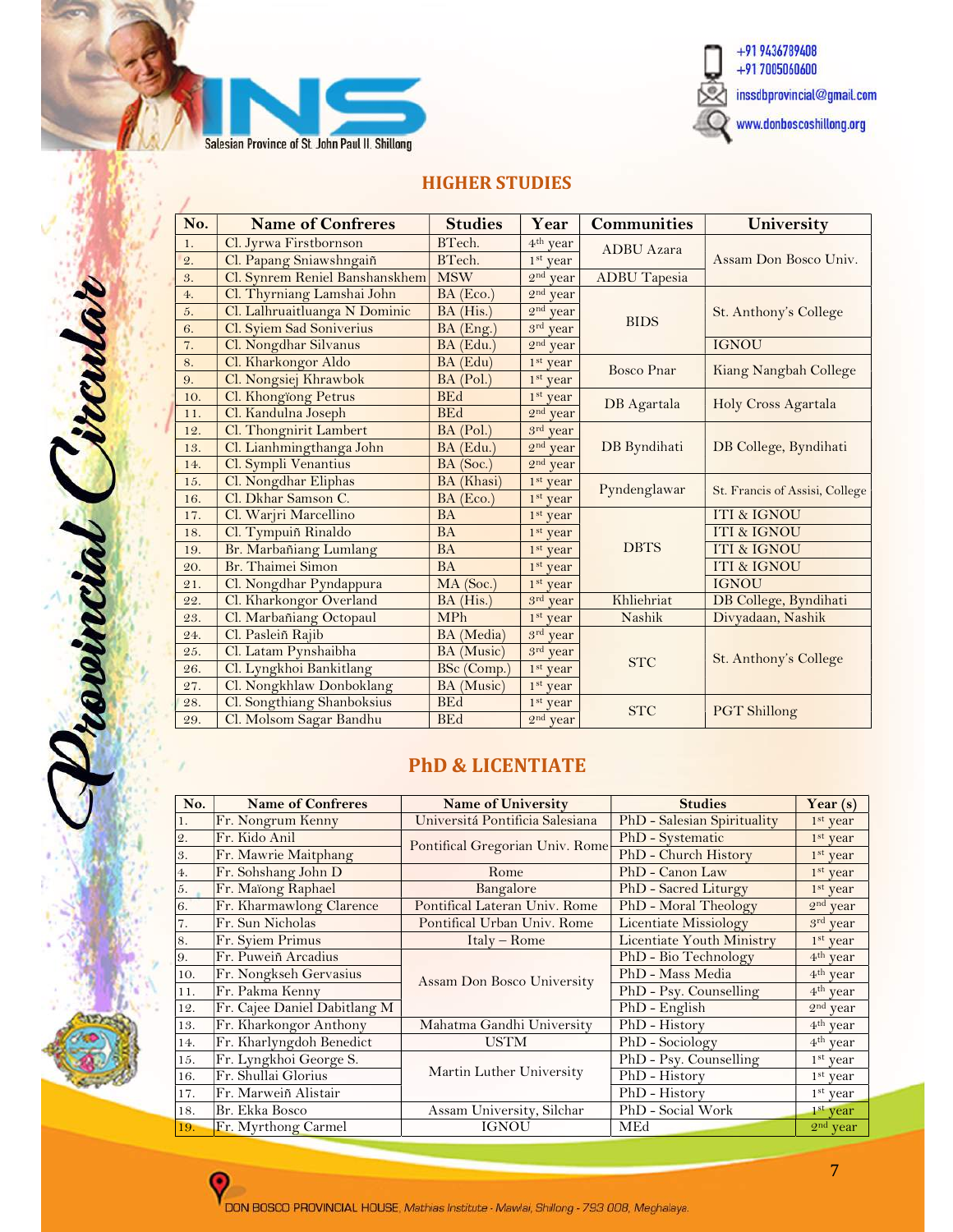## HIGHER STUDIES

| No. | Name of Confreres | Studies | Year | Communities | University |
|---|---|---|---|---|---|
| 1. | Cl. Jyrwa Firstbornson | BTech. | 4th year | ADBU Azara | Assam Don Bosco Univ. |
| 2. | Cl. Papang Sniawshngaiñ | BTech. | 1st year | | |
| 3. | Cl. Synrem Reniel Banshanskhem | MSW | 2nd year | ADBU Tapesia | |
| 4. | Cl. Thyrniang Lamshai John | BA (Eco.) | 2nd year | BIDS | St. Anthony's College |
| 5. | Cl. Lalhruaitluanga N Dominic | BA (His.) | 2nd year | | |
| 6. | Cl. Syiem Sad Soniverius | BA (Eng.) | 3rd year | | |
| 7. | Cl. Nongdhar Silvanus | BA (Edu.) | 2nd year | | IGNOU |
| 8. | Cl. Kharkongor Aldo | BA (Edu) | 1st year | Bosco Pnar | Kiang Nangbah College |
| 9. | Cl. Nongsiej Khrawbok | BA (Pol.) | 1st year | | |
| 10. | Cl. Khongïong Petrus | BEd | 1st year | DB Agartala | Holy Cross Agartala |
| 11. | Cl. Kandulna Joseph | BEd | 2nd year | | |
| 12. | Cl. Thongnirit Lambert | BA (Pol.) | 3rd year | DB Byndihati | DB College, Byndihati |
| 13. | Cl. Lianhmingthanga John | BA (Edu.) | 2nd year | | |
| 14. | Cl. Sympli Venantius | BA (Soc.) | 2nd year | | |
| 15. | Cl. Nongdhar Eliphas | BA (Khasi) | 1st year | Pyndenglawar | St. Francis of Assisi, College |
| 16. | Cl. Dkhar Samson C. | BA (Eco.) | 1st year | | |
| 17. | Cl. Warjri Marcellino | BA | 1st year | DBTS | ITI & IGNOU |
| 18. | Cl. Tympuiñ Rinaldo | BA | 1st year | | ITI & IGNOU |
| 19. | Br. Marbañiang Lumlang | BA | 1st year | | ITI & IGNOU |
| 20. | Br. Thaimei Simon | BA | 1st year | | ITI & IGNOU |
| 21. | Cl. Nongdhar Pyndappura | MA (Soc.) | 1st year | | IGNOU |
| 22. | Cl. Kharkongor Overland | BA (His.) | 3rd year | Khliehriat | DB College, Byndihati |
| 23. | Cl. Marbañiang Octopaul | MPh | 1st year | Nashik | Divyadaan, Nashik |
| 24. | Cl. Pasleiñ Rajib | BA (Media) | 3rd year | STC | St. Anthony's College |
| 25. | Cl. Latam Pynshaibha | BA (Music) | 3rd year | | |
| 26. | Cl. Lyngkhoi Bankitlang | BSc (Comp.) | 1st year | | |
| 27. | Cl. Nongkhlaw Donboklang | BA (Music) | 1st year | | |
| 28. | Cl. Songthiang Shanboksius | BEd | 1st year | STC | PGT Shillong |
| 29. | Cl. Molsom Sagar Bandhu | BEd | 2nd year | | |

## PhD & LICENTIATE

| No. | Name of Confreres | Name of University | Studies | Year (s) |
|---|---|---|---|---|
| 1. | Fr. Nongrum Kenny | Universitá Pontificia Salesiana | PhD - Salesian Spirituality | 1st year |
| 2. | Fr. Kido Anil | Pontifical Gregorian Univ. Rome | PhD - Systematic | 1st year |
| 3. | Fr. Mawrie Maitphang | | PhD - Church History | 1st year |
| 4. | Fr. Sohshang John D | Rome | PhD - Canon Law | 1st year |
| 5. | Fr. Maïong Raphael | Bangalore | PhD - Sacred Liturgy | 1st year |
| 6. | Fr. Kharmawlong Clarence | Pontifical Lateran Univ. Rome | PhD - Moral Theology | 2nd year |
| 7. | Fr. Sun Nicholas | Pontifical Urban Univ. Rome | Licentiate Missiology | 3rd year |
| 8. | Fr. Syiem Primus | Italy – Rome | Licentiate Youth Ministry | 1st year |
| 9. | Fr. Puweiñ Arcadius | Assam Don Bosco University | PhD - Bio Technology | 4th year |
| 10. | Fr. Nongkseh Gervasius | | PhD - Mass Media | 4th year |
| 11. | Fr. Pakma Kenny | | PhD - Psy. Counselling | 4th year |
| 12. | Fr. Cajee Daniel Dabitlang M | | PhD - English | 2nd year |
| 13. | Fr. Kharkongor Anthony | Mahatma Gandhi University | PhD - History | 4th year |
| 14. | Fr. Kharlyngdoh Benedict | USTM | PhD - Sociology | 4th year |
| 15. | Fr. Lyngkhoi George S. | Martin Luther University | PhD - Psy. Counselling | 1st year |
| 16. | Fr. Shullai Glorius | | PhD - History | 1st year |
| 17. | Fr. Marweiñ Alistair | | PhD - History | 1st year |
| 18. | Br. Ekka Bosco | Assam University, Silchar | PhD - Social Work | 1st year |
| 19. | Fr. Myrthong Carmel | IGNOU | MEd | 2nd year |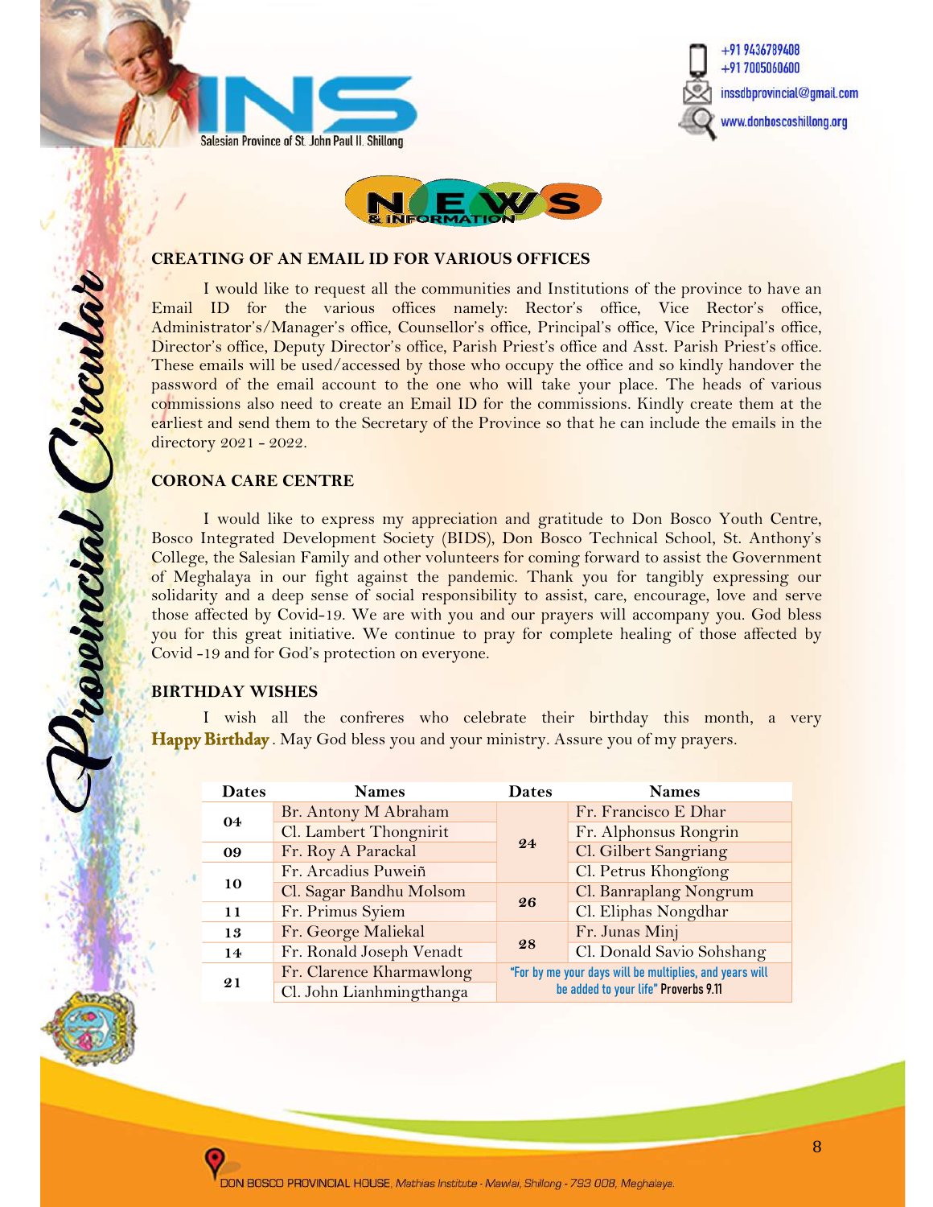## CREATING OF AN EMAIL ID FOR VARIOUS OFFICES

I would like to request all the communities and Institutions of the province to have an Email ID for the various offices namely: Rector's office, Vice Rector's office, Administrator's/Manager's office, Counsellor's office, Principal's office, Vice Principal's office, Director's office, Deputy Director's office, Parish Priest's office and Asst. Parish Priest's office. These emails will be used/accessed by those who occupy the office and so kindly handover the password of the email account to the one who will take your place. The heads of various commissions also need to create an Email ID for the commissions. Kindly create them at the earliest and send them to the Secretary of the Province so that he can include the emails in the directory 2021 - 2022.

## CORONA CARE CENTRE

I would like to express my appreciation and gratitude to Don Bosco Youth Centre, Bosco Integrated Development Society (BIDS), Don Bosco Technical School, St. Anthony's College, the Salesian Family and other volunteers for coming forward to assist the Government of Meghalaya in our fight against the pandemic. Thank you for tangibly expressing our solidarity and a deep sense of social responsibility to assist, care, encourage, love and serve those affected by Covid-19. We are with you and our prayers will accompany you. God bless you for this great initiative. We continue to pray for complete healing of those affected by Covid -19 and for God's protection on everyone.

## BIRTHDAY WISHES

I wish all the confreres who celebrate their birthday this month, a very **Happy Birthday**. May God bless you and your ministry. Assure you of my prayers.

| Dates | Names | Dates | Names |
|---|---|---|---|
| 04 | Br. Antony M Abraham | 24 | Fr. Francisco E Dhar |
| | Cl. Lambert Thongnirit | | Fr. Alphonsus Rongrin |
| 09 | Fr. Roy A Parackal | | Cl. Gilbert Sangriang |
| 10 | Fr. Arcadius Puweiñ | | Cl. Petrus Khongïong |
| | Cl. Sagar Bandhu Molsom | 26 | Cl. Banraplang Nongrum |
| 11 | Fr. Primus Syiem | | Cl. Eliphas Nongdhar |
| 13 | Fr. George Maliekal | 28 | Fr. Junas Minj |
| 14 | Fr. Ronald Joseph Venadt | | Cl. Donald Savio Sohshang |
| 21 | Fr. Clarence Kharmawlong | "For by me your days will be multiplies, and years will be added to your life" **Proverbs 9.11** | |
| | Cl. John Lianhmingthanga | | |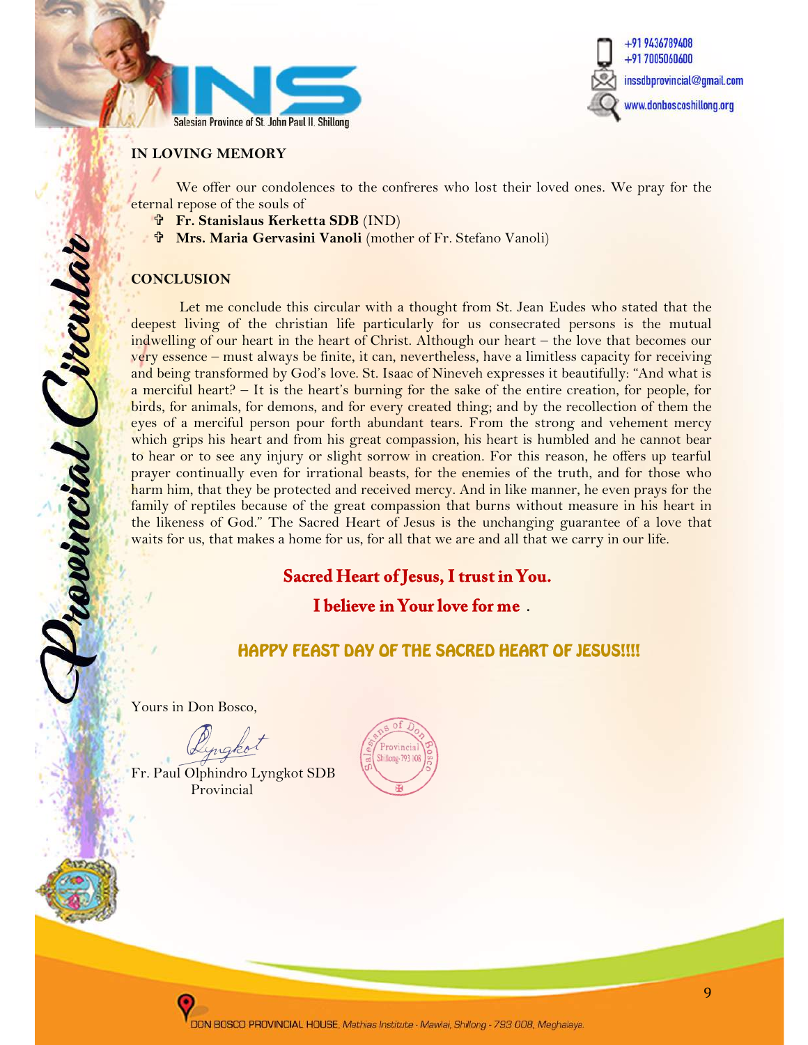## IN LOVING MEMORY

We offer our condolences to the confreres who lost their loved ones. We pray for the eternal repose of the souls of

- ✞ **Fr. Stanislaus Kerketta SDB** (IND)
- ✞ **Mrs. Maria Gervasini Vanoli** (mother of Fr. Stefano Vanoli)

## CONCLUSION

Let me conclude this circular with a thought from St. Jean Eudes who stated that the deepest living of the christian life particularly for us consecrated persons is the mutual indwelling of our heart in the heart of Christ. Although our heart – the love that becomes our very essence – must always be finite, it can, nevertheless, have a limitless capacity for receiving and being transformed by God's love. St. Isaac of Nineveh expresses it beautifully: "And what is a merciful heart? – It is the heart's burning for the sake of the entire creation, for people, for birds, for animals, for demons, and for every created thing; and by the recollection of them the eyes of a merciful person pour forth abundant tears. From the strong and vehement mercy which grips his heart and from his great compassion, his heart is humbled and he cannot bear to hear or to see any injury or slight sorrow in creation. For this reason, he offers up tearful prayer continually even for irrational beasts, for the enemies of the truth, and for those who harm him, that they be protected and received mercy. And in like manner, he even prays for the family of reptiles because of the great compassion that burns without measure in his heart in the likeness of God." The Sacred Heart of Jesus is the unchanging guarantee of a love that waits for us, that makes a home for us, for all that we are and all that we carry in our life.

**Sacred Heart of Jesus, I trust in You.**

**I believe in Your love for me .**

**HAPPY FEAST DAY OF THE SACRED HEART OF JESUS!!!!**

Yours in Don Bosco,

Fr. Paul Olphindro Lyngkot SDB
Provincial